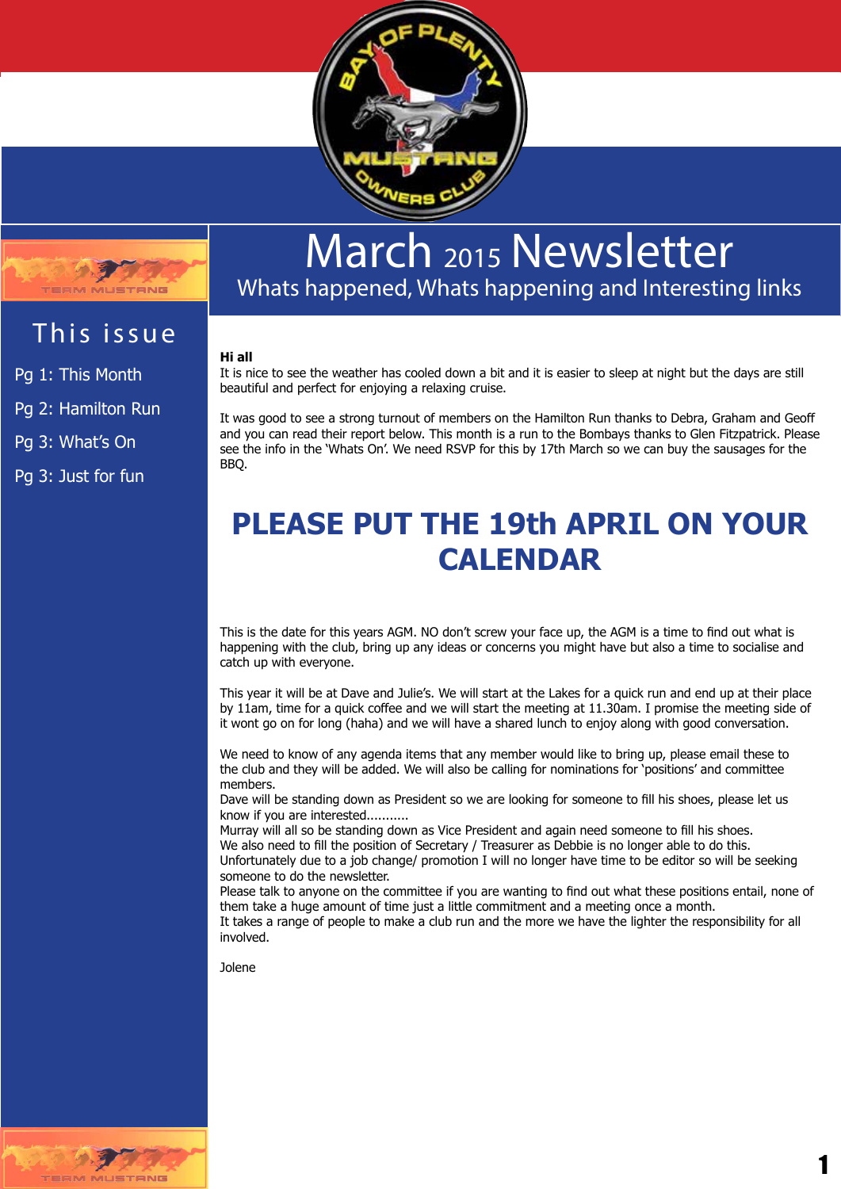# March 2015 Newsletter

Whats happened, Whats happening and Interesting links

## This issue

- Pg 1: This Month
- Pg 2: Hamilton Run
- Pg 3: What's On
- Pg 3: Just for fun

**Hi all**

It is nice to see the weather has cooled down a bit and it is easier to sleep at night but the days are still beautiful and perfect for enjoying a relaxing cruise.

It was good to see a strong turnout of members on the Hamilton Run thanks to Debra, Graham and Geoff and you can read their report below. This month is a run to the Bombays thanks to Glen Fitzpatrick. Please see the info in the 'Whats On'. We need RSVP for this by 17th March so we can buy the sausages for the BBQ.

## PLEASE PUT THE 19th APRIL ON YOUR CALENDAR

This is the date for this years AGM. NO don't screw your face up, the AGM is a time to find out what is happening with the club, bring up any ideas or concerns you might have but also a time to socialise and catch up with everyone.

This year it will be at Dave and Julie's. We will start at the Lakes for a quick run and end up at their place by 11am, time for a quick coffee and we will start the meeting at 11.30am. I promise the meeting side of it wont go on for long (haha) and we will have a shared lunch to enjoy along with good conversation.

We need to know of any agenda items that any member would like to bring up, please email these to the club and they will be added. We will also be calling for nominations for 'positions' and committee members.
Dave will be standing down as President so we are looking for someone to fill his shoes, please let us know if you are interested...........
Murray will all so be standing down as Vice President and again need someone to fill his shoes.
We also need to fill the position of Secretary / Treasurer as Debbie is no longer able to do this.
Unfortunately due to a job change/ promotion I will no longer have time to be editor so will be seeking someone to do the newsletter.
Please talk to anyone on the committee if you are wanting to find out what these positions entail, none of them take a huge amount of time just a little commitment and a meeting once a month.
It takes a range of people to make a club run and the more we have the lighter the responsibility for all involved.

Jolene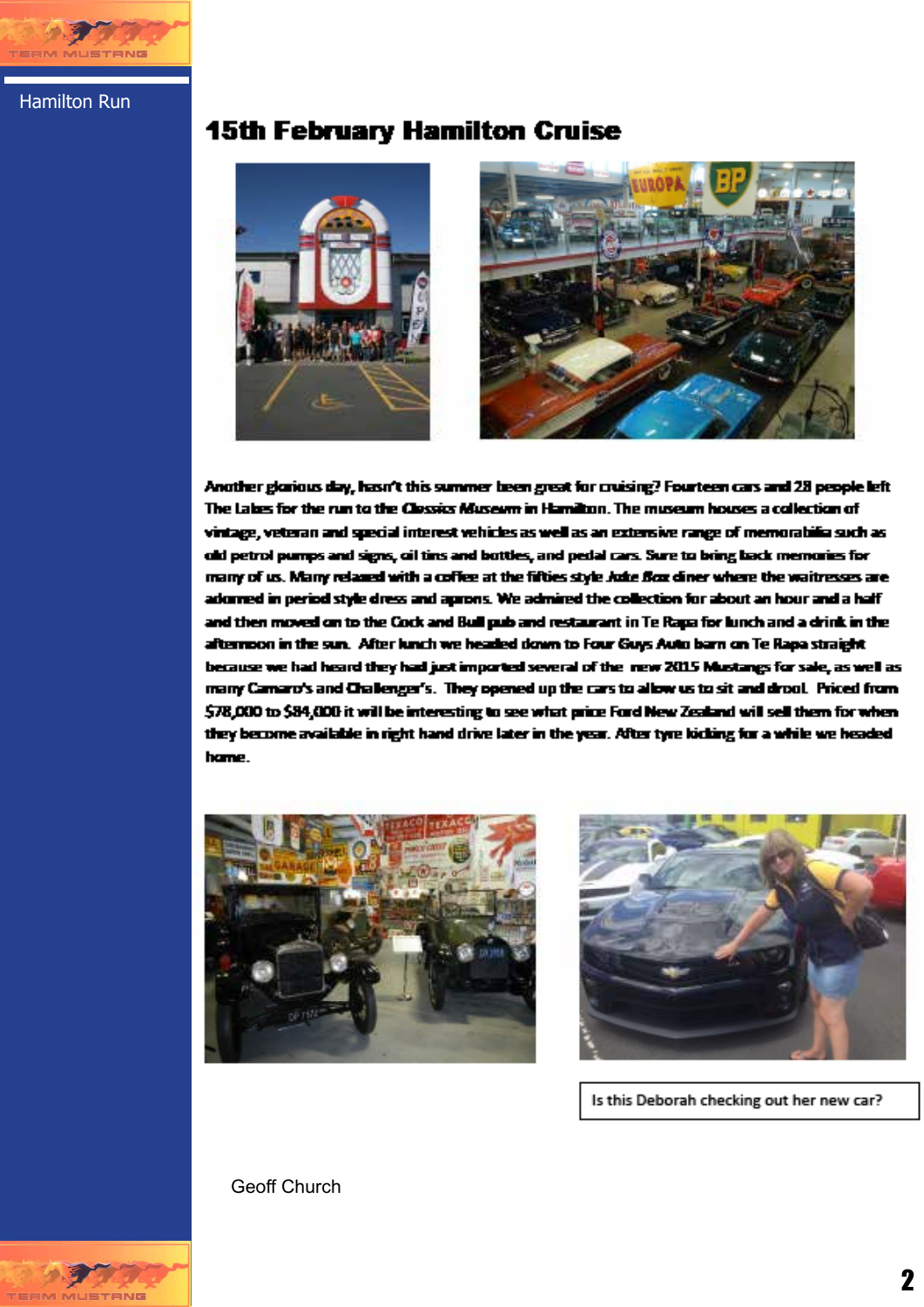Hamilton Run

# 15th February Hamilton Cruise

Another glorious day, hasn't this summer been great for cruising? Fourteen cars and 28 people left The Lakes for the run to the *Classics Museum* in Hamilton. The museum houses a collection of vintage, veteran and special interest vehicles as well as an extensive range of memorabilia such as old petrol pumps and signs, oil tins and bottles, and pedal cars. Sure to bring back memories for many of us. Many relaxed with a coffee at the fifties style *Juke Box* diner where the waitresses are adorned in period style dress and aprons. We admired the collection for about an hour and a half and then moved on to the Cock and Bull pub and restaurant in Te Rapa for lunch and a drink in the afternoon in the sun. After lunch we headed down to Four Guys Auto barn on Te Rapa straight because we had heard they had just imported several of the new 2015 Mustangs for sale, as well as many Camaro's and Challenger's. They opened up the cars to allow us to sit and drool. Priced from $78,000 to $84,000 it will be interesting to see what price Ford New Zealand will sell them for when they become available in right hand drive later in the year. After tyre kicking for a while we headed home.

Is this Deborah checking out her new car?

Geoff Church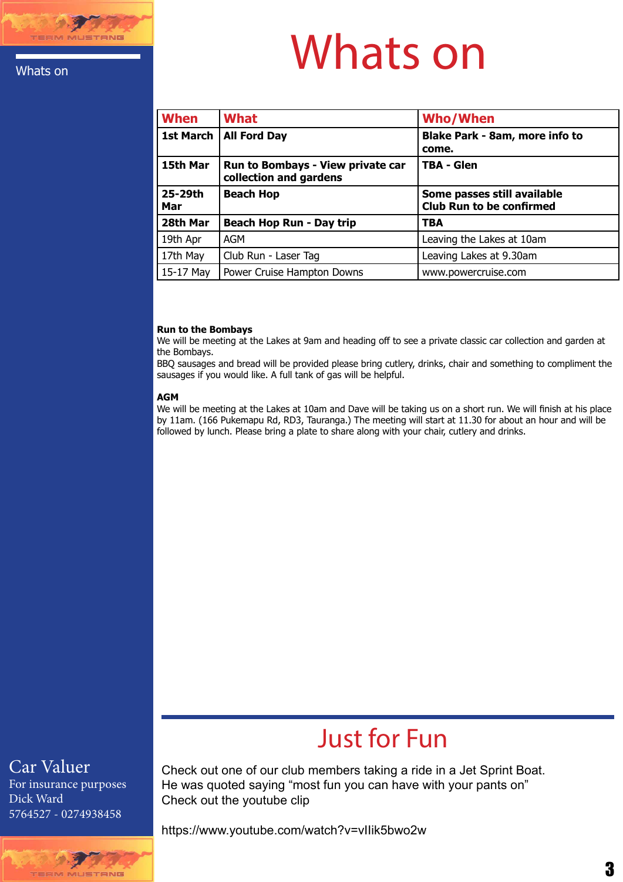Whats on

# Whats on

| When | What | Who/When |
|---|---|---|
| **1st March** | **All Ford Day** | **Blake Park - 8am, more info to come.** |
| **15th Mar** | **Run to Bombays - View private car collection and gardens** | **TBA - Glen** |
| **25-29th Mar** | **Beach Hop** | **Some passes still available Club Run to be confirmed** |
| **28th Mar** | **Beach Hop Run - Day trip** | **TBA** |
| 19th Apr | AGM | Leaving the Lakes at 10am |
| 17th May | Club Run - Laser Tag | Leaving Lakes at 9.30am |
| 15-17 May | Power Cruise Hampton Downs | www.powercruise.com |

**Run to the Bombays**
We will be meeting at the Lakes at 9am and heading off to see a private classic car collection and garden at the Bombays.
BBQ sausages and bread will be provided please bring cutlery, drinks, chair and something to compliment the sausages if you would like. A full tank of gas will be helpful.

**AGM**
We will be meeting at the Lakes at 10am and Dave will be taking us on a short run. We will finish at his place by 11am. (166 Pukemapu Rd, RD3, Tauranga.) The meeting will start at 11.30 for about an hour and will be followed by lunch. Please bring a plate to share along with your chair, cutlery and drinks.

## Just for Fun

Check out one of our club members taking a ride in a Jet Sprint Boat.
He was quoted saying “most fun you can have with your pants on”
Check out the youtube clip

https://www.youtube.com/watch?v=vIIik5bwo2w

Car Valuer
For insurance purposes
Dick Ward
5764527 - 0274938458